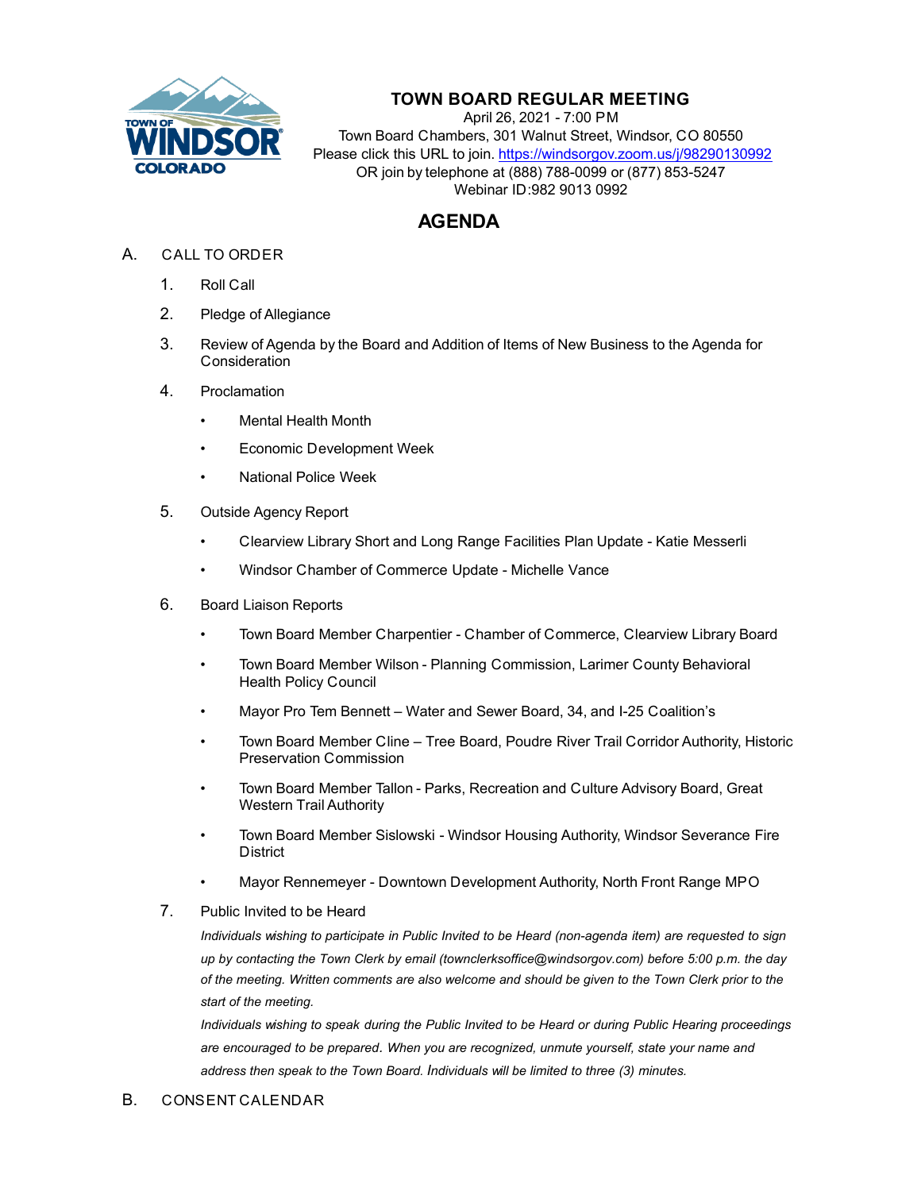# TOWN BOARD REGULAR MEETING

April 26, 2021 - 7:00 PM
Town Board Chambers, 301 Walnut Street, Windsor, CO 80550
Please click this URL to join. https://windsorgov.zoom.us/j/98290130992
OR join by telephone at (888) 788-0099 or (877) 853-5247
Webinar ID:982 9013 0992

## AGENDA

A. CALL TO ORDER

1. Roll Call
2. Pledge of Allegiance
3. Review of Agenda by the Board and Addition of Items of New Business to the Agenda for Consideration
4. Proclamation
   - Mental Health Month
   - Economic Development Week
   - National Police Week
5. Outside Agency Report
   - Clearview Library Short and Long Range Facilities Plan Update - Katie Messerli
   - Windsor Chamber of Commerce Update - Michelle Vance
6. Board Liaison Reports
   - Town Board Member Charpentier - Chamber of Commerce, Clearview Library Board
   - Town Board Member Wilson - Planning Commission, Larimer County Behavioral Health Policy Council
   - Mayor Pro Tem Bennett – Water and Sewer Board, 34, and I-25 Coalition's
   - Town Board Member Cline – Tree Board, Poudre River Trail Corridor Authority, Historic Preservation Commission
   - Town Board Member Tallon - Parks, Recreation and Culture Advisory Board, Great Western Trail Authority
   - Town Board Member Sislowski - Windsor Housing Authority, Windsor Severance Fire District
   - Mayor Rennemeyer - Downtown Development Authority, North Front Range MPO
7. Public Invited to be Heard

   *Individuals wishing to participate in Public Invited to be Heard (non-agenda item) are requested to sign up by contacting the Town Clerk by email (townclerksoffice@windsorgov.com) before 5:00 p.m. the day of the meeting. Written comments are also welcome and should be given to the Town Clerk prior to the start of the meeting.*

   *Individuals wishing to speak during the Public Invited to be Heard or during Public Hearing proceedings are encouraged to be prepared. When you are recognized, unmute yourself, state your name and address then speak to the Town Board. Individuals will be limited to three (3) minutes.*

B. CONSENT CALENDAR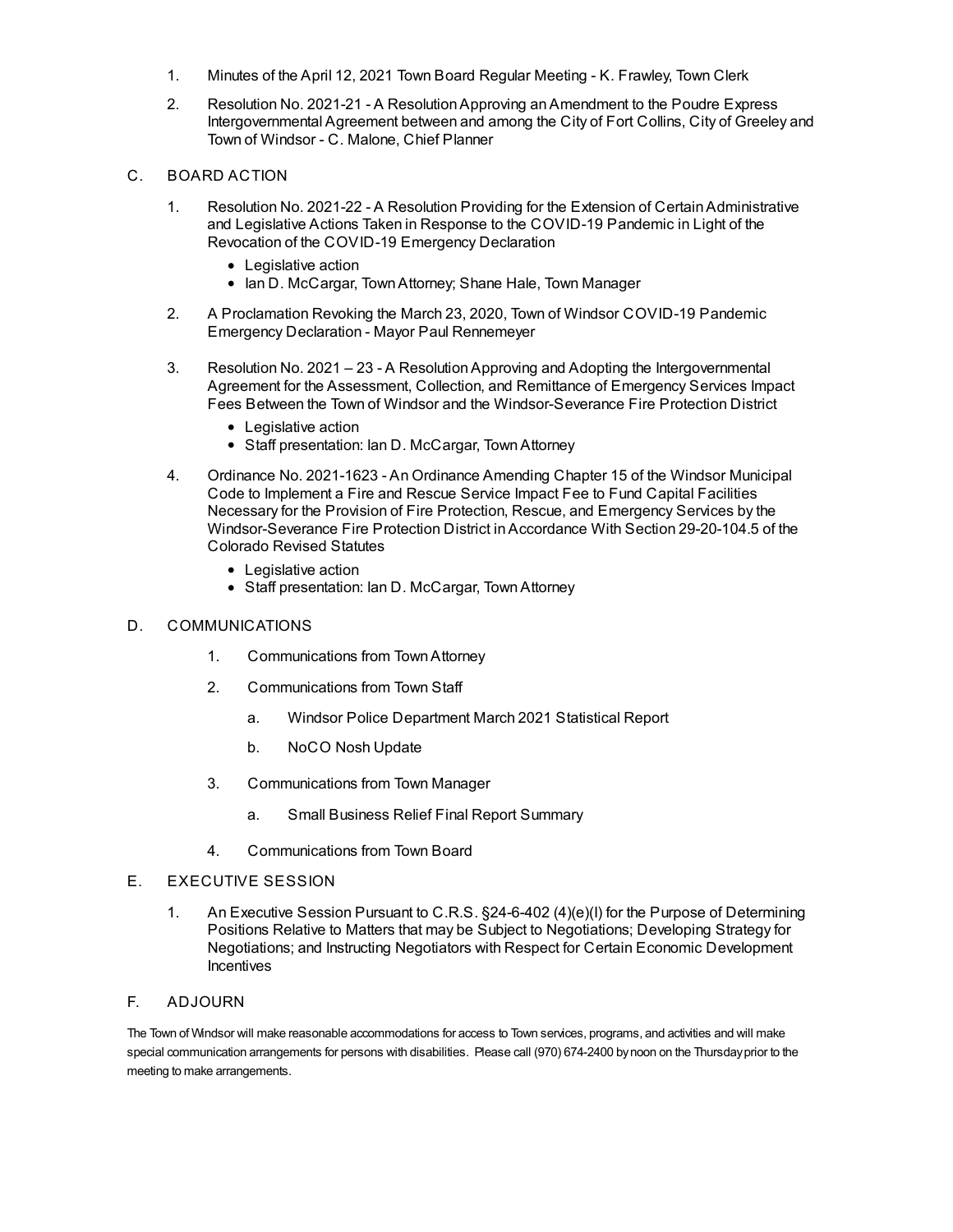1. Minutes of the April 12, 2021 Town Board Regular Meeting - K. Frawley, Town Clerk

2. Resolution No. 2021-21 - A Resolution Approving an Amendment to the Poudre Express Intergovernmental Agreement between and among the City of Fort Collins, City of Greeley and Town of Windsor - C. Malone, Chief Planner

## C. BOARD ACTION

1. Resolution No. 2021-22 - A Resolution Providing for the Extension of Certain Administrative and Legislative Actions Taken in Response to the COVID-19 Pandemic in Light of the Revocation of the COVID-19 Emergency Declaration
   - Legislative action
   - Ian D. McCargar, Town Attorney; Shane Hale, Town Manager

2. A Proclamation Revoking the March 23, 2020, Town of Windsor COVID-19 Pandemic Emergency Declaration - Mayor Paul Rennemeyer

3. Resolution No. 2021 – 23 - A Resolution Approving and Adopting the Intergovernmental Agreement for the Assessment, Collection, and Remittance of Emergency Services Impact Fees Between the Town of Windsor and the Windsor-Severance Fire Protection District
   - Legislative action
   - Staff presentation: Ian D. McCargar, Town Attorney

4. Ordinance No. 2021-1623 - An Ordinance Amending Chapter 15 of the Windsor Municipal Code to Implement a Fire and Rescue Service Impact Fee to Fund Capital Facilities Necessary for the Provision of Fire Protection, Rescue, and Emergency Services by the Windsor-Severance Fire Protection District in Accordance With Section 29-20-104.5 of the Colorado Revised Statutes
   - Legislative action
   - Staff presentation: Ian D. McCargar, Town Attorney

## D. COMMUNICATIONS

1. Communications from Town Attorney

2. Communications from Town Staff

   a. Windsor Police Department March 2021 Statistical Report

   b. NoCO Nosh Update

3. Communications from Town Manager

   a. Small Business Relief Final Report Summary

4. Communications from Town Board

## E. EXECUTIVE SESSION

1. An Executive Session Pursuant to C.R.S. §24-6-402 (4)(e)(I) for the Purpose of Determining Positions Relative to Matters that may be Subject to Negotiations; Developing Strategy for Negotiations; and Instructing Negotiators with Respect for Certain Economic Development Incentives

## F. ADJOURN

The Town of Windsor will make reasonable accommodations for access to Town services, programs, and activities and will make special communication arrangements for persons with disabilities. Please call (970) 674-2400 by noon on the Thursday prior to the meeting to make arrangements.